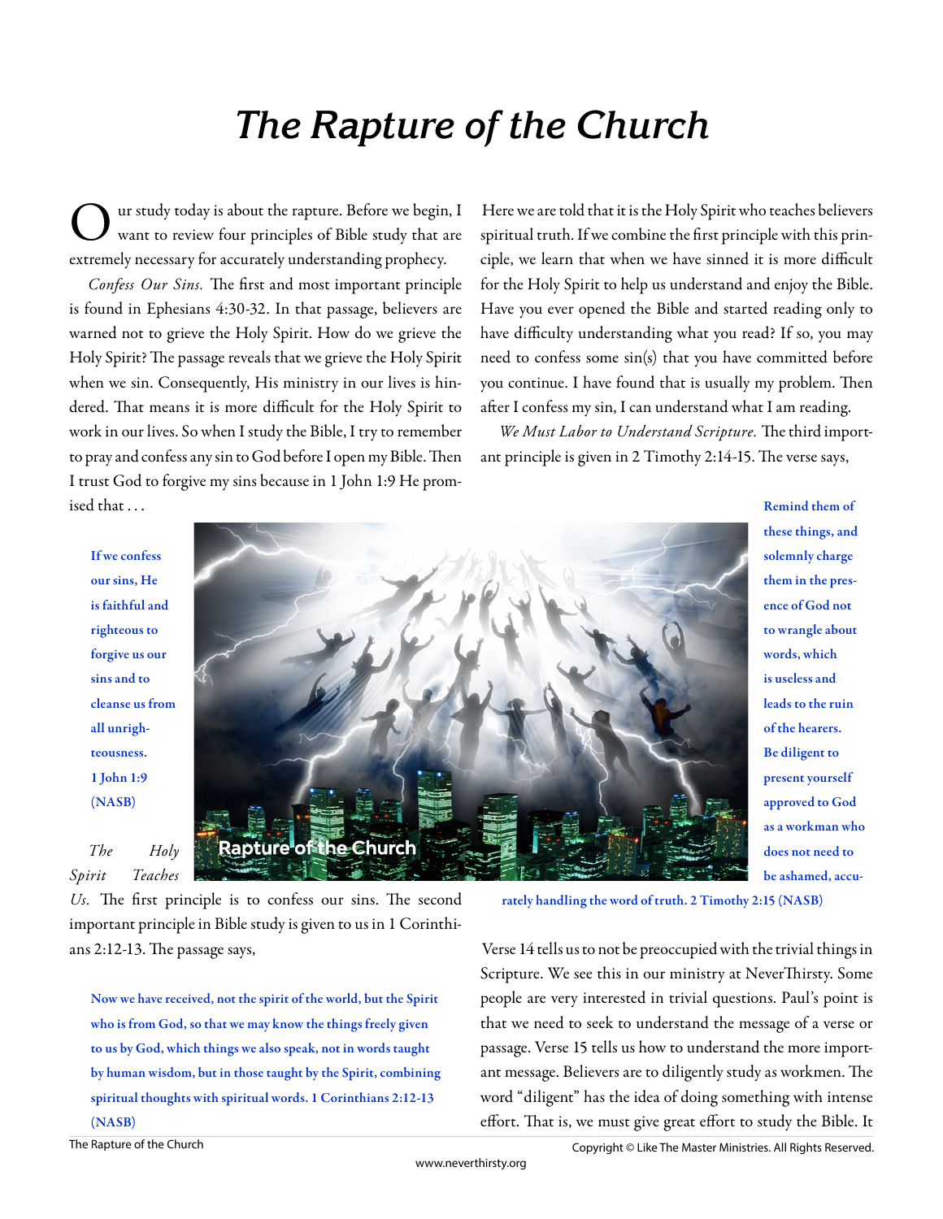# The Rapture of the Church

Our study today is about the rapture. Before we begin, I want to review four principles of Bible study that are extremely necessary for accurately understanding prophecy.

*Confess Our Sins.* The first and most important principle is found in Ephesians 4:30-32. In that passage, believers are warned not to grieve the Holy Spirit. How do we grieve the Holy Spirit? The passage reveals that we grieve the Holy Spirit when we sin. Consequently, His ministry in our lives is hindered. That means it is more difficult for the Holy Spirit to work in our lives. So when I study the Bible, I try to remember to pray and confess any sin to God before I open my Bible. Then I trust God to forgive my sins because in 1 John 1:9 He promised that . . .

> **If we confess our sins, He is faithful and righteous to forgive us our sins and to cleanse us from all unrighteousness. 1 John 1:9 (NASB)**

*The Holy Spirit Teaches Us.* The first principle is to confess our sins. The second important principle in Bible study is given to us in 1 Corinthians 2:12-13. The passage says,

> **Now we have received, not the spirit of the world, but the Spirit who is from God, so that we may know the things freely given to us by God, which things we also speak, not in words taught by human wisdom, but in those taught by the Spirit, combining spiritual thoughts with spiritual words. 1 Corinthians 2:12-13 (NASB)**

Here we are told that it is the Holy Spirit who teaches believers spiritual truth. If we combine the first principle with this principle, we learn that when we have sinned it is more difficult for the Holy Spirit to help us understand and enjoy the Bible. Have you ever opened the Bible and started reading only to have difficulty understanding what you read? If so, you may need to confess some sin(s) that you have committed before you continue. I have found that is usually my problem. Then after I confess my sin, I can understand what I am reading.

*We Must Labor to Understand Scripture.* The third important principle is given in 2 Timothy 2:14-15. The verse says,

> **Remind them of these things, and solemnly charge them in the presence of God not to wrangle about words, which is useless and leads to the ruin of the hearers. Be diligent to present yourself approved to God as a workman who does not need to be ashamed, accurately handling the word of truth. 2 Timothy 2:15 (NASB)**

Rapture of the Church

Verse 14 tells us to not be preoccupied with the trivial things in Scripture. We see this in our ministry at NeverThirsty. Some people are very interested in trivial questions. Paul's point is that we need to seek to understand the message of a verse or passage. Verse 15 tells us how to understand the more important message. Believers are to diligently study as workmen. The word "diligent" has the idea of doing something with intense effort. That is, we must give great effort to study the Bible. It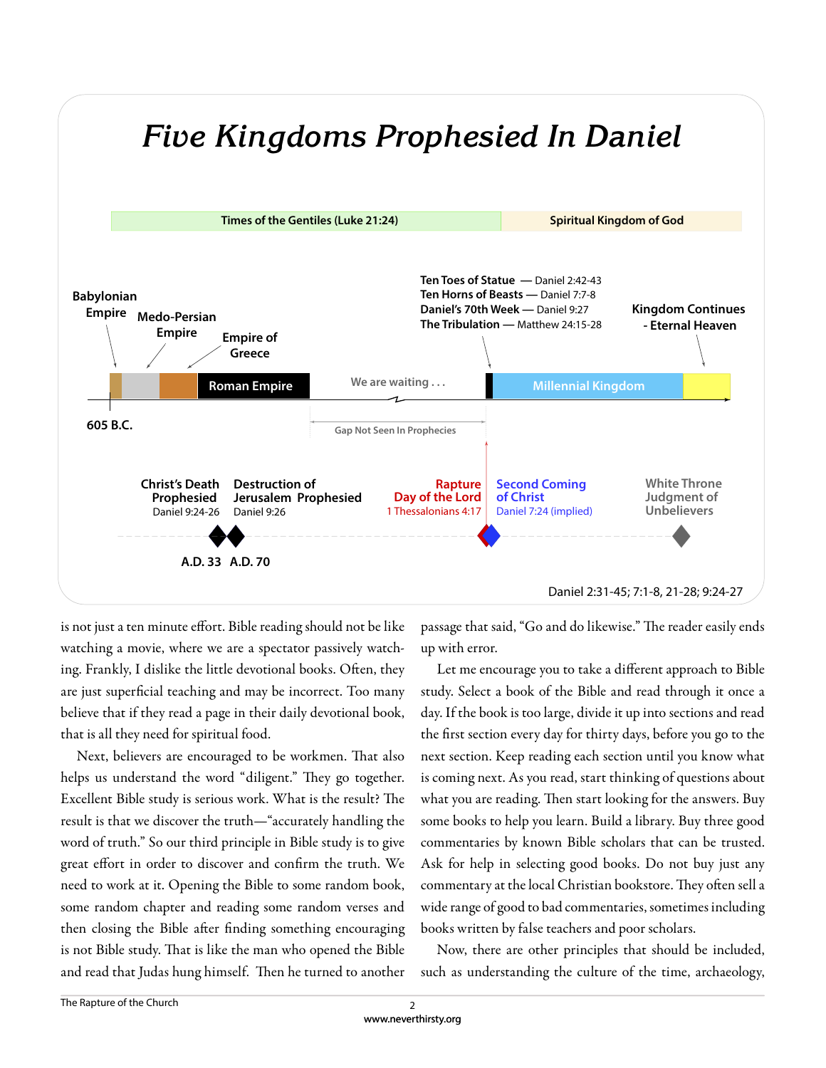# *Five Kingdoms Prophesied In Daniel*

**Times of the Gentiles (Luke 21:24)** | **Spiritual Kingdom of God**

**Babylonian Empire** — **Medo-Persian Empire** — **Empire of Greece** — **Roman Empire** — We are waiting . . . — **Millennial Kingdom**

**605 B.C.**

Gap Not Seen In Prophecies

**Ten Toes of Statue** — Daniel 2:42-43
**Ten Horns of Beasts** — Daniel 7:7-8
**Daniel's 70th Week** — Daniel 9:27
**The Tribulation** — Matthew 24:15-28

**Kingdom Continues - Eternal Heaven**

**Christ's Death Prophesied**
Daniel 9:24-26

**Destruction of Jerusalem Prophesied**
Daniel 9:26

**A.D. 33** **A.D. 70**

**Rapture**
**Day of the Lord**
1 Thessalonians 4:17

**Second Coming of Christ**
Daniel 7:24 (implied)

**White Throne Judgment of Unbelievers**

Daniel 2:31-45; 7:1-8, 21-28; 9:24-27

is not just a ten minute effort. Bible reading should not be like watching a movie, where we are a spectator passively watching. Frankly, I dislike the little devotional books. Often, they are just superficial teaching and may be incorrect. Too many believe that if they read a page in their daily devotional book, that is all they need for spiritual food.

Next, believers are encouraged to be workmen. That also helps us understand the word "diligent." They go together. Excellent Bible study is serious work. What is the result? The result is that we discover the truth—"accurately handling the word of truth." So our third principle in Bible study is to give great effort in order to discover and confirm the truth. We need to work at it. Opening the Bible to some random book, some random chapter and reading some random verses and then closing the Bible after finding something encouraging is not Bible study. That is like the man who opened the Bible and read that Judas hung himself. Then he turned to another passage that said, "Go and do likewise." The reader easily ends up with error.

Let me encourage you to take a different approach to Bible study. Select a book of the Bible and read through it once a day. If the book is too large, divide it up into sections and read the first section every day for thirty days, before you go to the next section. Keep reading each section until you know what is coming next. As you read, start thinking of questions about what you are reading. Then start looking for the answers. Buy some books to help you learn. Build a library. Buy three good commentaries by known Bible scholars that can be trusted. Ask for help in selecting good books. Do not buy just any commentary at the local Christian bookstore. They often sell a wide range of good to bad commentaries, sometimes including books written by false teachers and poor scholars.

Now, there are other principles that should be included, such as understanding the culture of the time, archaeology,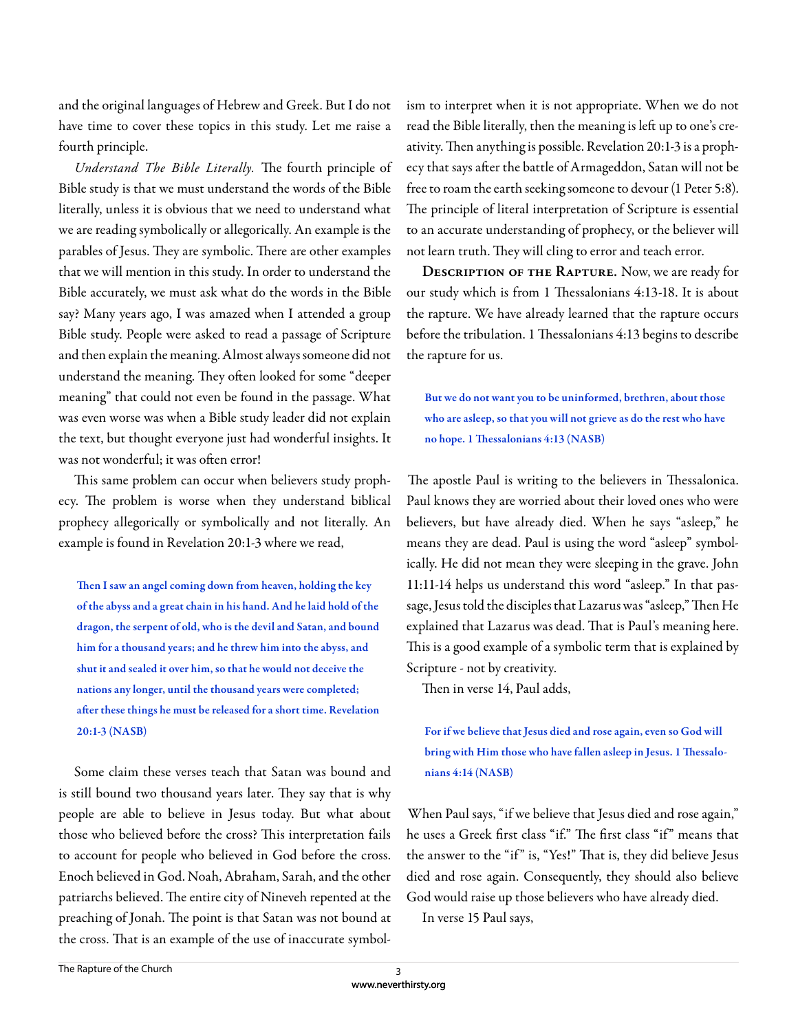and the original languages of Hebrew and Greek. But I do not have time to cover these topics in this study. Let me raise a fourth principle.

*Understand The Bible Literally.* The fourth principle of Bible study is that we must understand the words of the Bible literally, unless it is obvious that we need to understand what we are reading symbolically or allegorically. An example is the parables of Jesus. They are symbolic. There are other examples that we will mention in this study. In order to understand the Bible accurately, we must ask what do the words in the Bible say? Many years ago, I was amazed when I attended a group Bible study. People were asked to read a passage of Scripture and then explain the meaning. Almost always someone did not understand the meaning. They often looked for some "deeper meaning" that could not even be found in the passage. What was even worse was when a Bible study leader did not explain the text, but thought everyone just had wonderful insights. It was not wonderful; it was often error!

This same problem can occur when believers study prophecy. The problem is worse when they understand biblical prophecy allegorically or symbolically and not literally. An example is found in Revelation 20:1-3 where we read,

> **Then I saw an angel coming down from heaven, holding the key of the abyss and a great chain in his hand. And he laid hold of the dragon, the serpent of old, who is the devil and Satan, and bound him for a thousand years; and he threw him into the abyss, and shut it and sealed it over him, so that he would not deceive the nations any longer, until the thousand years were completed; after these things he must be released for a short time. Revelation 20:1-3 (NASB)**

Some claim these verses teach that Satan was bound and is still bound two thousand years later. They say that is why people are able to believe in Jesus today. But what about those who believed before the cross? This interpretation fails to account for people who believed in God before the cross. Enoch believed in God. Noah, Abraham, Sarah, and the other patriarchs believed. The entire city of Nineveh repented at the preaching of Jonah. The point is that Satan was not bound at the cross. That is an example of the use of inaccurate symbolism to interpret when it is not appropriate. When we do not read the Bible literally, then the meaning is left up to one's creativity. Then anything is possible. Revelation 20:1-3 is a prophecy that says after the battle of Armageddon, Satan will not be free to roam the earth seeking someone to devour (1 Peter 5:8). The principle of literal interpretation of Scripture is essential to an accurate understanding of prophecy, or the believer will not learn truth. They will cling to error and teach error.

**Description of the Rapture.** Now, we are ready for our study which is from 1 Thessalonians 4:13-18. It is about the rapture. We have already learned that the rapture occurs before the tribulation. 1 Thessalonians 4:13 begins to describe the rapture for us.

> **But we do not want you to be uninformed, brethren, about those who are asleep, so that you will not grieve as do the rest who have no hope. 1 Thessalonians 4:13 (NASB)**

The apostle Paul is writing to the believers in Thessalonica. Paul knows they are worried about their loved ones who were believers, but have already died. When he says "asleep," he means they are dead. Paul is using the word "asleep" symbolically. He did not mean they were sleeping in the grave. John 11:11-14 helps us understand this word "asleep." In that passage, Jesus told the disciples that Lazarus was "asleep," Then He explained that Lazarus was dead. That is Paul's meaning here. This is a good example of a symbolic term that is explained by Scripture - not by creativity.

Then in verse 14, Paul adds,

> **For if we believe that Jesus died and rose again, even so God will bring with Him those who have fallen asleep in Jesus. 1 Thessalonians 4:14 (NASB)**

When Paul says, "if we believe that Jesus died and rose again," he uses a Greek first class "if." The first class "if" means that the answer to the "if" is, "Yes!" That is, they did believe Jesus died and rose again. Consequently, they should also believe God would raise up those believers who have already died.

In verse 15 Paul says,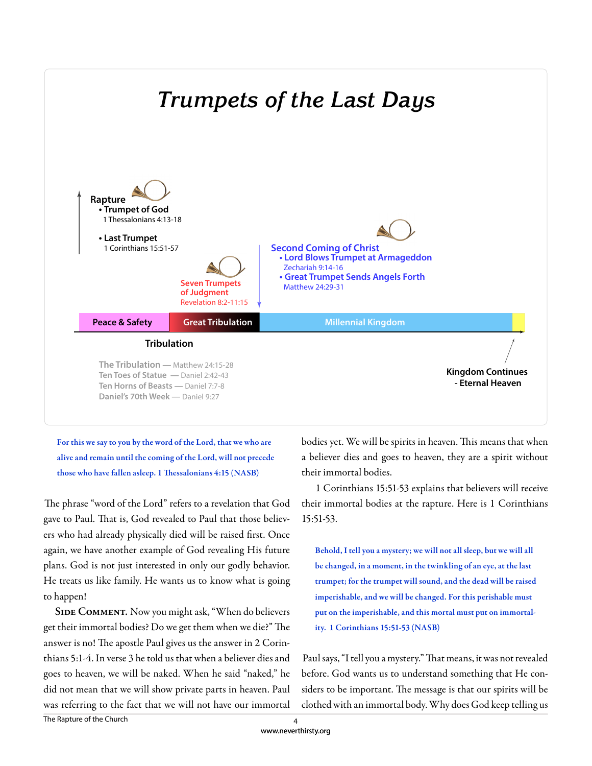# Trumpets of the Last Days

**Rapture**
- **Trumpet of God**
  1 Thessalonians 4:13-18
- **Last Trumpet**
  1 Corinthians 15:51-57

**Seven Trumpets of Judgment**
Revelation 8:2-11:15

**Second Coming of Christ**
- **Lord Blows Trumpet at Armageddon**
  Zechariah 9:14-16
- **Great Trumpet Sends Angels Forth**
  Matthew 24:29-31

**Peace & Safety** | **Great Tribulation** | **Millennial Kingdom**

**Tribulation**

**The Tribulation** — Matthew 24:15-28
**Ten Toes of Statue** — Daniel 2:42-43
**Ten Horns of Beasts** — Daniel 7:7-8
**Daniel's 70th Week** — Daniel 9:27

**Kingdom Continues - Eternal Heaven**

> **For this we say to you by the word of the Lord, that we who are alive and remain until the coming of the Lord, will not precede those who have fallen asleep. 1 Thessalonians 4:15 (NASB)**

The phrase "word of the Lord" refers to a revelation that God gave to Paul. That is, God revealed to Paul that those believers who had already physically died will be raised first. Once again, we have another example of God revealing His future plans. God is not just interested in only our godly behavior. He treats us like family. He wants us to know what is going to happen!

**Side Comment.** Now you might ask, "When do believers get their immortal bodies? Do we get them when we die?" The answer is no! The apostle Paul gives us the answer in 2 Corinthians 5:1-4. In verse 3 he told us that when a believer dies and goes to heaven, we will be naked. When he said "naked," he did not mean that we will show private parts in heaven. Paul was referring to the fact that we will not have our immortal bodies yet. We will be spirits in heaven. This means that when a believer dies and goes to heaven, they are a spirit without their immortal bodies.

1 Corinthians 15:51-53 explains that believers will receive their immortal bodies at the rapture. Here is 1 Corinthians 15:51-53.

> **Behold, I tell you a mystery; we will not all sleep, but we will all be changed, in a moment, in the twinkling of an eye, at the last trumpet; for the trumpet will sound, and the dead will be raised imperishable, and we will be changed. For this perishable must put on the imperishable, and this mortal must put on immortality. 1 Corinthians 15:51-53 (NASB)**

Paul says, "I tell you a mystery." That means, it was not revealed before. God wants us to understand something that He considers to be important. The message is that our spirits will be clothed with an immortal body. Why does God keep telling us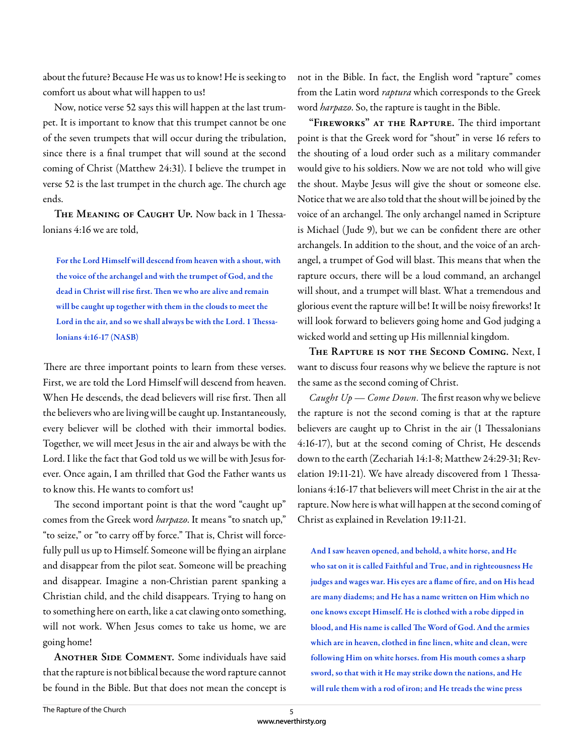about the future? Because He was us to know! He is seeking to comfort us about what will happen to us!

Now, notice verse 52 says this will happen at the last trumpet. It is important to know that this trumpet cannot be one of the seven trumpets that will occur during the tribulation, since there is a final trumpet that will sound at the second coming of Christ (Matthew 24:31). I believe the trumpet in verse 52 is the last trumpet in the church age. The church age ends.

**The Meaning of Caught Up.** Now back in 1 Thessalonians 4:16 we are told,

> **For the Lord Himself will descend from heaven with a shout, with the voice of the archangel and with the trumpet of God, and the dead in Christ will rise first. Then we who are alive and remain will be caught up together with them in the clouds to meet the Lord in the air, and so we shall always be with the Lord. 1 Thessalonians 4:16-17 (NASB)**

There are three important points to learn from these verses. First, we are told the Lord Himself will descend from heaven. When He descends, the dead believers will rise first. Then all the believers who are living will be caught up. Instantaneously, every believer will be clothed with their immortal bodies. Together, we will meet Jesus in the air and always be with the Lord. I like the fact that God told us we will be with Jesus forever. Once again, I am thrilled that God the Father wants us to know this. He wants to comfort us!

The second important point is that the word "caught up" comes from the Greek word *harpazo*. It means "to snatch up," "to seize," or "to carry off by force." That is, Christ will forcefully pull us up to Himself. Someone will be flying an airplane and disappear from the pilot seat. Someone will be preaching and disappear. Imagine a non-Christian parent spanking a Christian child, and the child disappears. Trying to hang on to something here on earth, like a cat clawing onto something, will not work. When Jesus comes to take us home, we are going home!

**Another Side Comment.** Some individuals have said that the rapture is not biblical because the word rapture cannot be found in the Bible. But that does not mean the concept is not in the Bible. In fact, the English word "rapture" comes from the Latin word *raptura* which corresponds to the Greek word *harpazo*. So, the rapture is taught in the Bible.

**"Fireworks" at the Rapture.** The third important point is that the Greek word for "shout" in verse 16 refers to the shouting of a loud order such as a military commander would give to his soldiers. Now we are not told who will give the shout. Maybe Jesus will give the shout or someone else. Notice that we are also told that the shout will be joined by the voice of an archangel. The only archangel named in Scripture is Michael (Jude 9), but we can be confident there are other archangels. In addition to the shout, and the voice of an archangel, a trumpet of God will blast. This means that when the rapture occurs, there will be a loud command, an archangel will shout, and a trumpet will blast. What a tremendous and glorious event the rapture will be! It will be noisy fireworks! It will look forward to believers going home and God judging a wicked world and setting up His millennial kingdom.

**The Rapture is not the Second Coming.** Next, I want to discuss four reasons why we believe the rapture is not the same as the second coming of Christ.

*Caught Up — Come Down.* The first reason why we believe the rapture is not the second coming is that at the rapture believers are caught up to Christ in the air (1 Thessalonians 4:16-17), but at the second coming of Christ, He descends down to the earth (Zechariah 14:1-8; Matthew 24:29-31; Revelation 19:11-21). We have already discovered from 1 Thessalonians 4:16-17 that believers will meet Christ in the air at the rapture. Now here is what will happen at the second coming of Christ as explained in Revelation 19:11-21.

> **And I saw heaven opened, and behold, a white horse, and He who sat on it is called Faithful and True, and in righteousness He judges and wages war. His eyes are a flame of fire, and on His head are many diadems; and He has a name written on Him which no one knows except Himself. He is clothed with a robe dipped in blood, and His name is called The Word of God. And the armies which are in heaven, clothed in fine linen, white and clean, were following Him on white horses. from His mouth comes a sharp sword, so that with it He may strike down the nations, and He will rule them with a rod of iron; and He treads the wine press**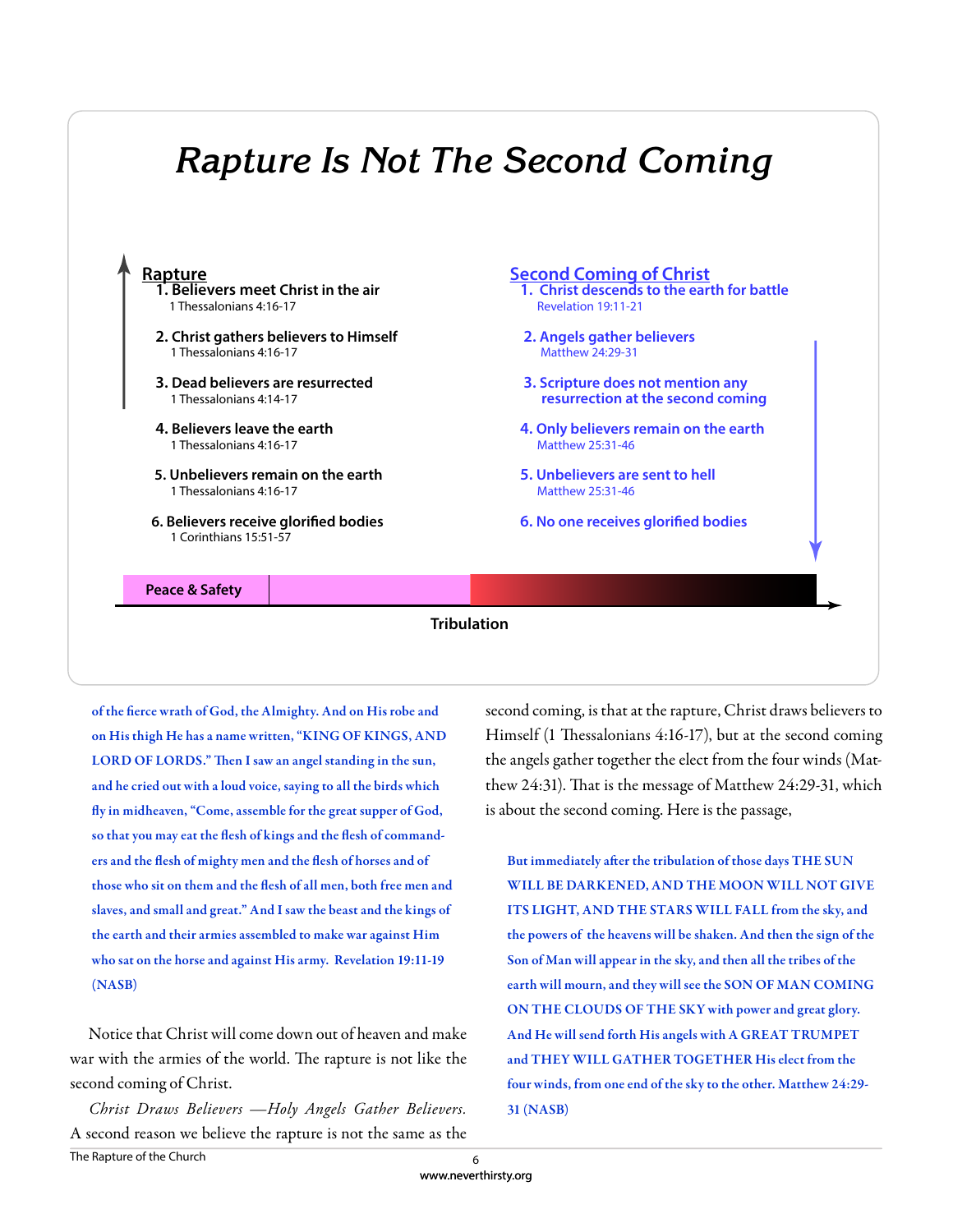# *Rapture Is Not The Second Coming*

**Rapture**

1. **Believers meet Christ in the air**
   1 Thessalonians 4:16-17
2. **Christ gathers believers to Himself**
   1 Thessalonians 4:16-17
3. **Dead believers are resurrected**
   1 Thessalonians 4:14-17
4. **Believers leave the earth**
   1 Thessalonians 4:16-17
5. **Unbelievers remain on the earth**
   1 Thessalonians 4:16-17
6. **Believers receive glorified bodies**
   1 Corinthians 15:51-57

**Second Coming of Christ**

1. **Christ descends to the earth for battle**
   Revelation 19:11-21
2. **Angels gather believers**
   Matthew 24:29-31
3. **Scripture does not mention any resurrection at the second coming**
4. **Only believers remain on the earth**
   Matthew 25:31-46
5. **Unbelievers are sent to hell**
   Matthew 25:31-46
6. **No one receives glorified bodies**

**Peace & Safety**

**Tribulation**

**of the fierce wrath of God, the Almighty. And on His robe and on His thigh He has a name written, "KING OF KINGS, AND LORD OF LORDS." Then I saw an angel standing in the sun, and he cried out with a loud voice, saying to all the birds which fly in midheaven, "Come, assemble for the great supper of God, so that you may eat the flesh of kings and the flesh of commanders and the flesh of mighty men and the flesh of horses and of those who sit on them and the flesh of all men, both free men and slaves, and small and great." And I saw the beast and the kings of the earth and their armies assembled to make war against Him who sat on the horse and against His army. Revelation 19:11-19 (NASB)**

Notice that Christ will come down out of heaven and make war with the armies of the world. The rapture is not like the second coming of Christ.

*Christ Draws Believers —Holy Angels Gather Believers.* A second reason we believe the rapture is not the same as the second coming, is that at the rapture, Christ draws believers to Himself (1 Thessalonians 4:16-17), but at the second coming the angels gather together the elect from the four winds (Matthew 24:31). That is the message of Matthew 24:29-31, which is about the second coming. Here is the passage,

**But immediately after the tribulation of those days THE SUN WILL BE DARKENED, AND THE MOON WILL NOT GIVE ITS LIGHT, AND THE STARS WILL FALL from the sky, and the powers of the heavens will be shaken. And then the sign of the Son of Man will appear in the sky, and then all the tribes of the earth will mourn, and they will see the SON OF MAN COMING ON THE CLOUDS OF THE SKY with power and great glory. And He will send forth His angels with A GREAT TRUMPET and THEY WILL GATHER TOGETHER His elect from the four winds, from one end of the sky to the other. Matthew 24:29-31 (NASB)**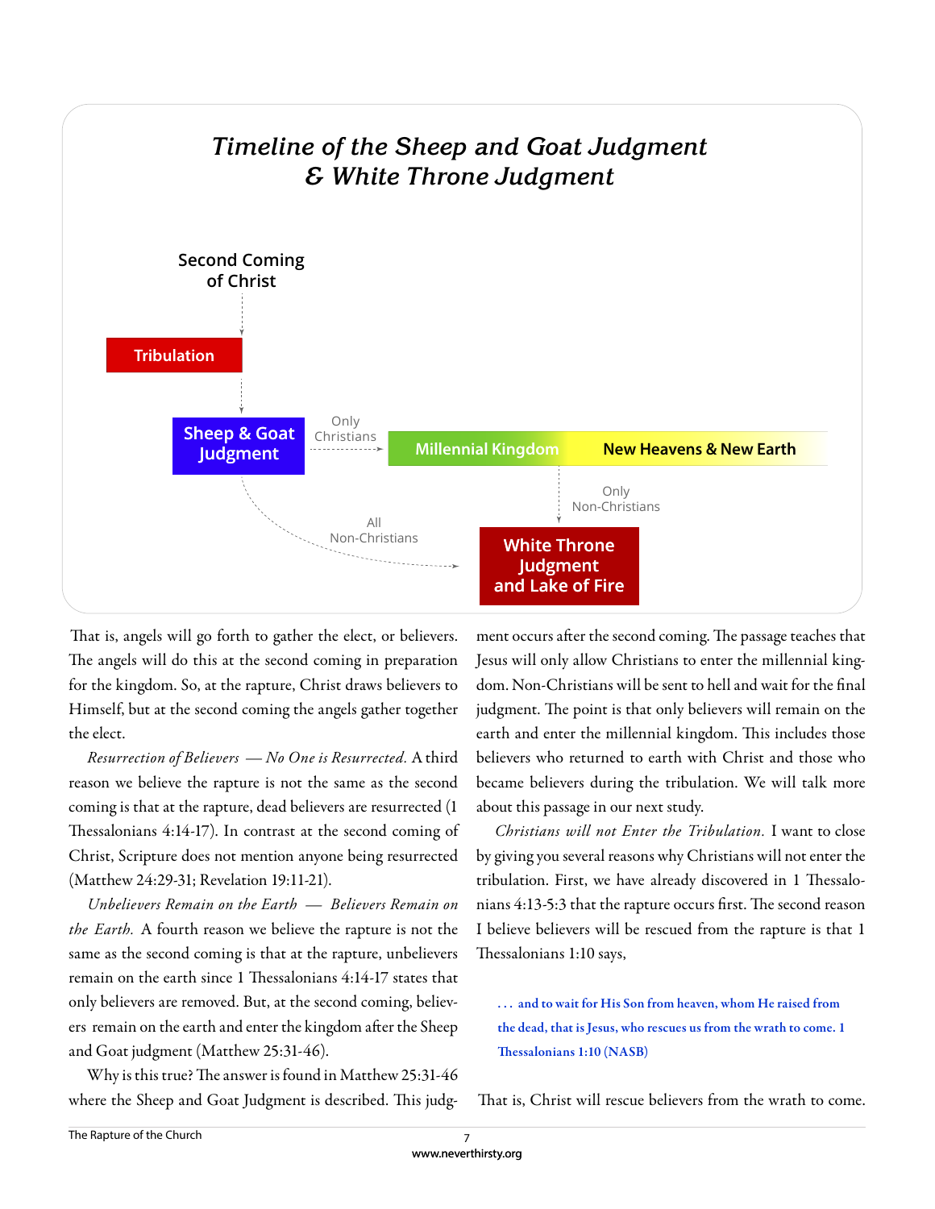## *Timeline of the Sheep and Goat Judgment & White Throne Judgment*

Second Coming of Christ

Tribulation

Sheep & Goat Judgment

Only Christians

Millennial Kingdom

New Heavens & New Earth

Only Non-Christians

All Non-Christians

White Throne Judgment and Lake of Fire

That is, angels will go forth to gather the elect, or believers. The angels will do this at the second coming in preparation for the kingdom. So, at the rapture, Christ draws believers to Himself, but at the second coming the angels gather together the elect.

*Resurrection of Believers — No One is Resurrected.* A third reason we believe the rapture is not the same as the second coming is that at the rapture, dead believers are resurrected (1 Thessalonians 4:14-17). In contrast at the second coming of Christ, Scripture does not mention anyone being resurrected (Matthew 24:29-31; Revelation 19:11-21).

*Unbelievers Remain on the Earth — Believers Remain on the Earth.* A fourth reason we believe the rapture is not the same as the second coming is that at the rapture, unbelievers remain on the earth since 1 Thessalonians 4:14-17 states that only believers are removed. But, at the second coming, believers remain on the earth and enter the kingdom after the Sheep and Goat judgment (Matthew 25:31-46).

Why is this true? The answer is found in Matthew 25:31-46 where the Sheep and Goat Judgment is described. This judgment occurs after the second coming. The passage teaches that Jesus will only allow Christians to enter the millennial kingdom. Non-Christians will be sent to hell and wait for the final judgment. The point is that only believers will remain on the earth and enter the millennial kingdom. This includes those believers who returned to earth with Christ and those who became believers during the tribulation. We will talk more about this passage in our next study.

*Christians will not Enter the Tribulation.* I want to close by giving you several reasons why Christians will not enter the tribulation. First, we have already discovered in 1 Thessalonians 4:13-5:3 that the rapture occurs first. The second reason I believe believers will be rescued from the rapture is that 1 Thessalonians 1:10 says,

> **. . . and to wait for His Son from heaven, whom He raised from the dead, that is Jesus, who rescues us from the wrath to come. 1 Thessalonians 1:10 (NASB)**

That is, Christ will rescue believers from the wrath to come.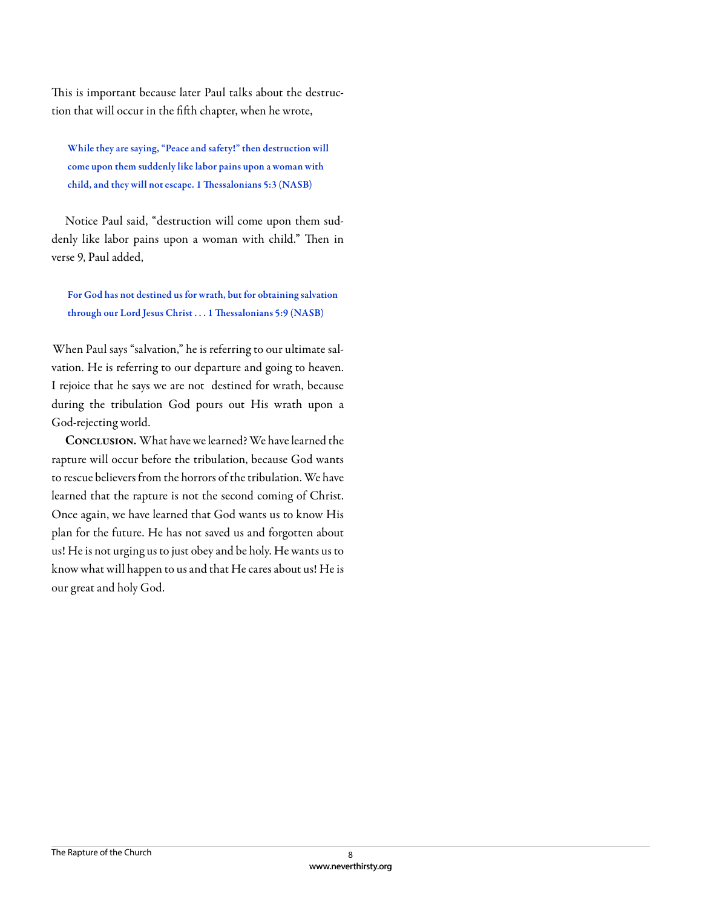This is important because later Paul talks about the destruction that will occur in the fifth chapter, when he wrote,

> **While they are saying, "Peace and safety!" then destruction will come upon them suddenly like labor pains upon a woman with child, and they will not escape. 1 Thessalonians 5:3 (NASB)**

Notice Paul said, "destruction will come upon them suddenly like labor pains upon a woman with child." Then in verse 9, Paul added,

> **For God has not destined us for wrath, but for obtaining salvation through our Lord Jesus Christ . . . 1 Thessalonians 5:9 (NASB)**

When Paul says "salvation," he is referring to our ultimate salvation. He is referring to our departure and going to heaven. I rejoice that he says we are not destined for wrath, because during the tribulation God pours out His wrath upon a God-rejecting world.

**Conclusion.** What have we learned? We have learned the rapture will occur before the tribulation, because God wants to rescue believers from the horrors of the tribulation. We have learned that the rapture is not the second coming of Christ. Once again, we have learned that God wants us to know His plan for the future. He has not saved us and forgotten about us! He is not urging us to just obey and be holy. He wants us to know what will happen to us and that He cares about us! He is our great and holy God.